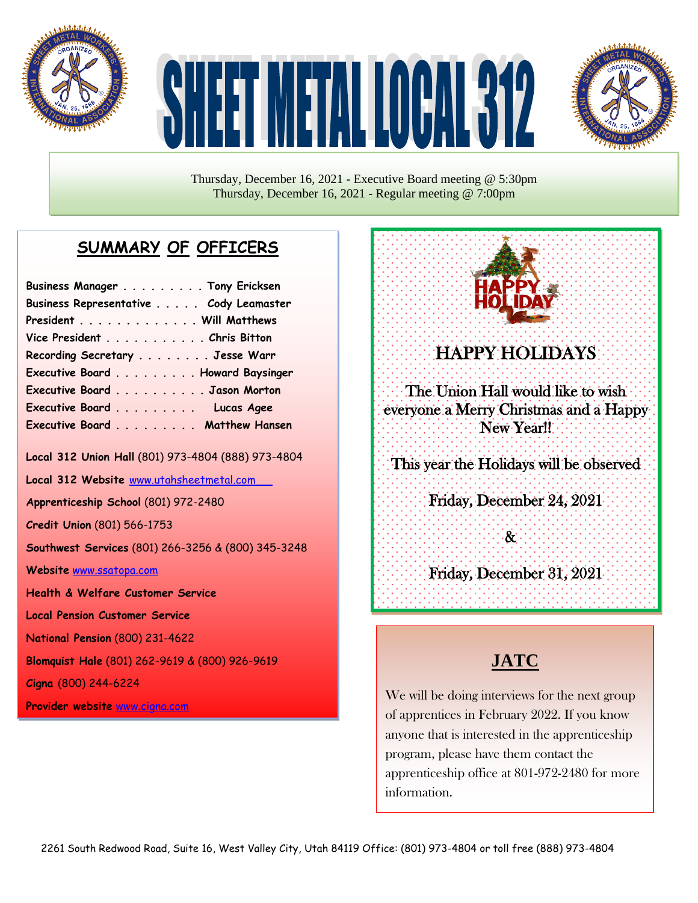# SHEET METAL LOCAL 312

Thursday, December 16, 2021 - Executive Board meeting @ 5:30pm
Thursday, December 16, 2021 - Regular meeting @ 7:00pm

## SUMMARY OF OFFICERS

**Business Manager . . . . . . . . . Tony Ericksen**
**Business Representative . . . . . Cody Leamaster**
**President . . . . . . . . . . . . . Will Matthews**
**Vice President . . . . . . . . . . . Chris Bitton**
**Recording Secretary . . . . . . . . Jesse Warr**
**Executive Board . . . . . . . . . Howard Baysinger**
**Executive Board . . . . . . . . . . Jason Morton**
**Executive Board . . . . . . . . . Lucas Agee**
**Executive Board . . . . . . . . . Matthew Hansen**

**Local 312 Union Hall** (801) 973-4804 (888) 973-4804

**Local 312 Website** www.utahsheetmetal.com

**Apprenticeship School** (801) 972-2480

**Credit Union** (801) 566-1753

**Southwest Services** (801) 266-3256 & (800) 345-3248

**Website** www.ssatopa.com

**Health & Welfare Customer Service**

**Local Pension Customer Service**

**National Pension** (800) 231-4622

**Blomquist Hale** (801) 262-9619 & (800) 926-9619

**Cigna** (800) 244-6224

**Provider website** www.cigna.com

## HAPPY HOLIDAYS

The Union Hall would like to wish everyone a Merry Christmas and a Happy New Year!!

This year the Holidays will be observed

Friday, December 24, 2021

&

Friday, December 31, 2021

## JATC

We will be doing interviews for the next group of apprentices in February 2022. If you know anyone that is interested in the apprenticeship program, please have them contact the apprenticeship office at 801-972-2480 for more information.

2261 South Redwood Road, Suite 16, West Valley City, Utah 84119 Office: (801) 973-4804 or toll free (888) 973-4804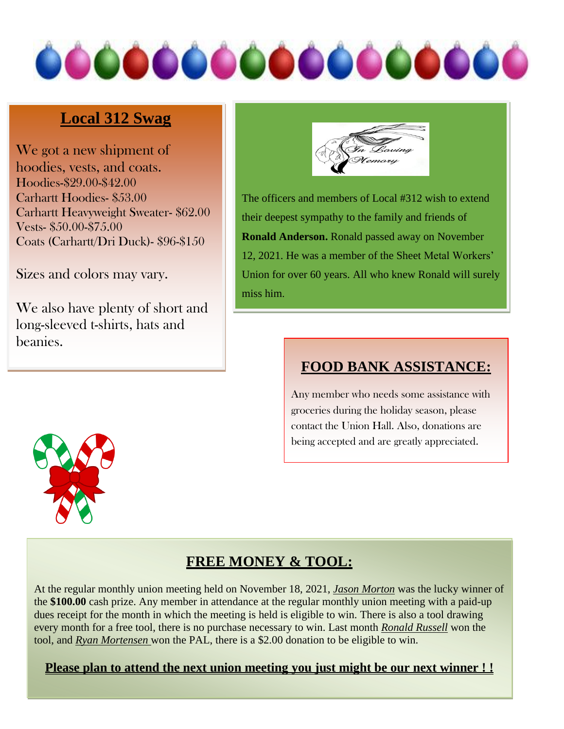## Local 312 Swag

We got a new shipment of hoodies, vests, and coats.
Hoodies-$29.00-$42.00
Carhartt Hoodies- $53.00
Carhartt Heavyweight Sweater- $62.00
Vests- $50.00-$75.00
Coats (Carhartt/Dri Duck)- $96-$150

Sizes and colors may vary.

We also have plenty of short and long-sleeved t-shirts, hats and beanies.

In Loving Memory

The officers and members of Local #312 wish to extend their deepest sympathy to the family and friends of **Ronald Anderson.** Ronald passed away on November 12, 2021. He was a member of the Sheet Metal Workers' Union for over 60 years. All who knew Ronald will surely miss him.

## FOOD BANK ASSISTANCE:

Any member who needs some assistance with groceries during the holiday season, please contact the Union Hall. Also, donations are being accepted and are greatly appreciated.

## FREE MONEY & TOOL:

At the regular monthly union meeting held on November 18, 2021, ***Jason Morton*** was the lucky winner of the **$100.00** cash prize. Any member in attendance at the regular monthly union meeting with a paid-up dues receipt for the month in which the meeting is held is eligible to win. There is also a tool drawing every month for a free tool, there is no purchase necessary to win. Last month ***Ronald Russell*** won the tool, and ***Ryan Mortensen*** won the PAL, there is a $2.00 donation to be eligible to win.

**Please plan to attend the next union meeting you just might be our next winner ! !**